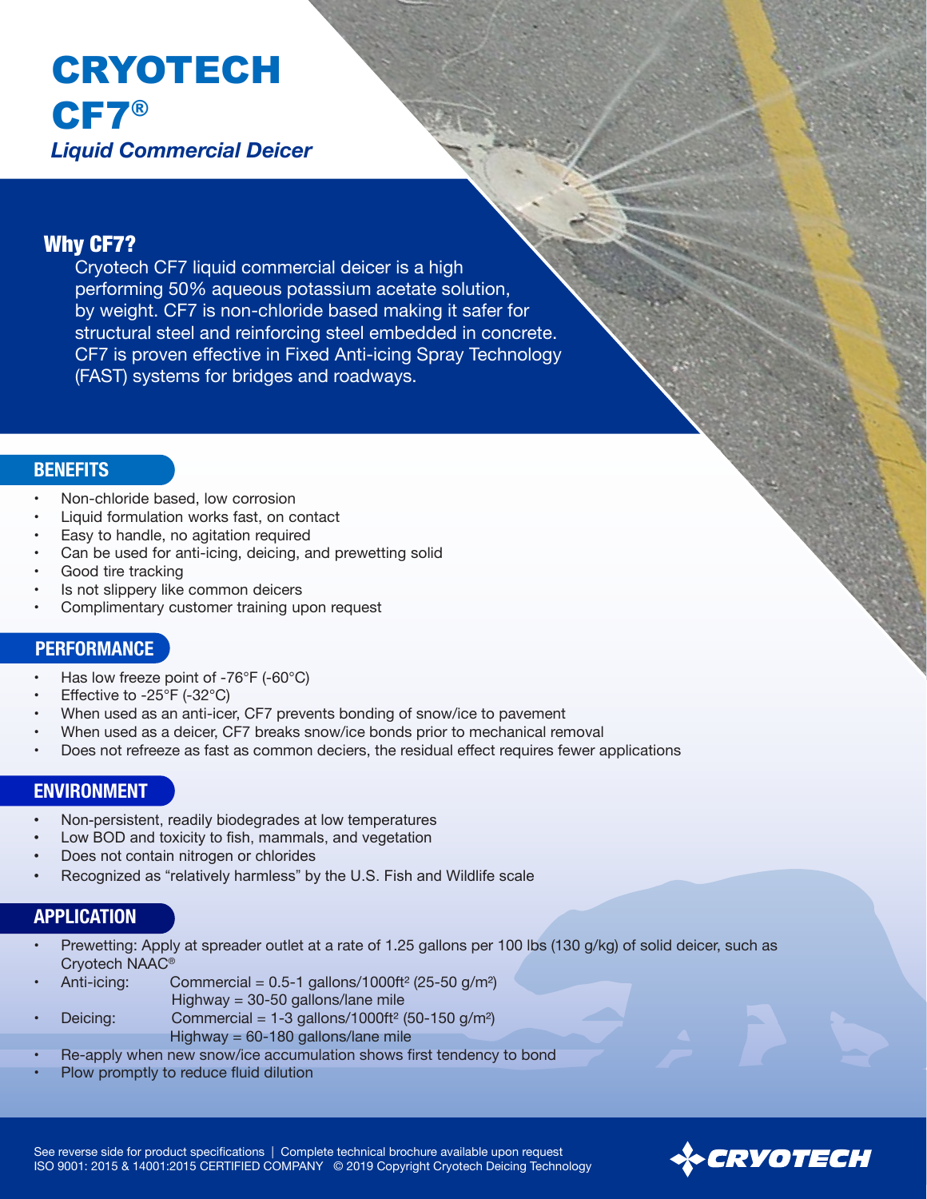# CRYOTECH CF7®

*Liquid Commercial Deicer*

## Why CF7?

Cryotech CF7 liquid commercial deicer is a high performing 50% aqueous potassium acetate solution, by weight. CF7 is non-chloride based making it safer for structural steel and reinforcing steel embedded in concrete. CF7 is proven effective in Fixed Anti-icing Spray Technology (FAST) systems for bridges and roadways.

## BENEFITS

- Non-chloride based, low corrosion
- Liquid formulation works fast, on contact
- Easy to handle, no agitation required
- Can be used for anti-icing, deicing, and prewetting solid
- Good tire tracking
- Is not slippery like common deicers
- Complimentary customer training upon request

## PERFORMANCE

- Has low freeze point of -76°F (-60°C)
- Effective to -25°F (-32°C)
- When used as an anti-icer, CF7 prevents bonding of snow/ice to pavement
- When used as a deicer, CF7 breaks snow/ice bonds prior to mechanical removal
- Does not refreeze as fast as common deciers, the residual effect requires fewer applications

## ENVIRONMENT

- Non-persistent, readily biodegrades at low temperatures
- Low BOD and toxicity to fish, mammals, and vegetation
- Does not contain nitrogen or chlorides
- Recognized as "relatively harmless" by the U.S. Fish and Wildlife scale

## APPLICATION

- Prewetting: Apply at spreader outlet at a rate of 1.25 gallons per 100 lbs (130 g/kg) of solid deicer, such as Cryotech NAAC®
- Anti-icing: Commercial = 0.5-1 gallons/1000ft² (25-50 g/m²)
  Highway = 30-50 gallons/lane mile
- Deicing: Commercial = 1-3 gallons/1000ft² (50-150 g/m²)
  Highway = 60-180 gallons/lane mile
- Re-apply when new snow/ice accumulation shows first tendency to bond
- Plow promptly to reduce fluid dilution

See reverse side for product specifications | Complete technical brochure available upon request
ISO 9001: 2015 & 14001:2015 CERTIFIED COMPANY © 2019 Copyright Cryotech Deicing Technology

CRYOTECH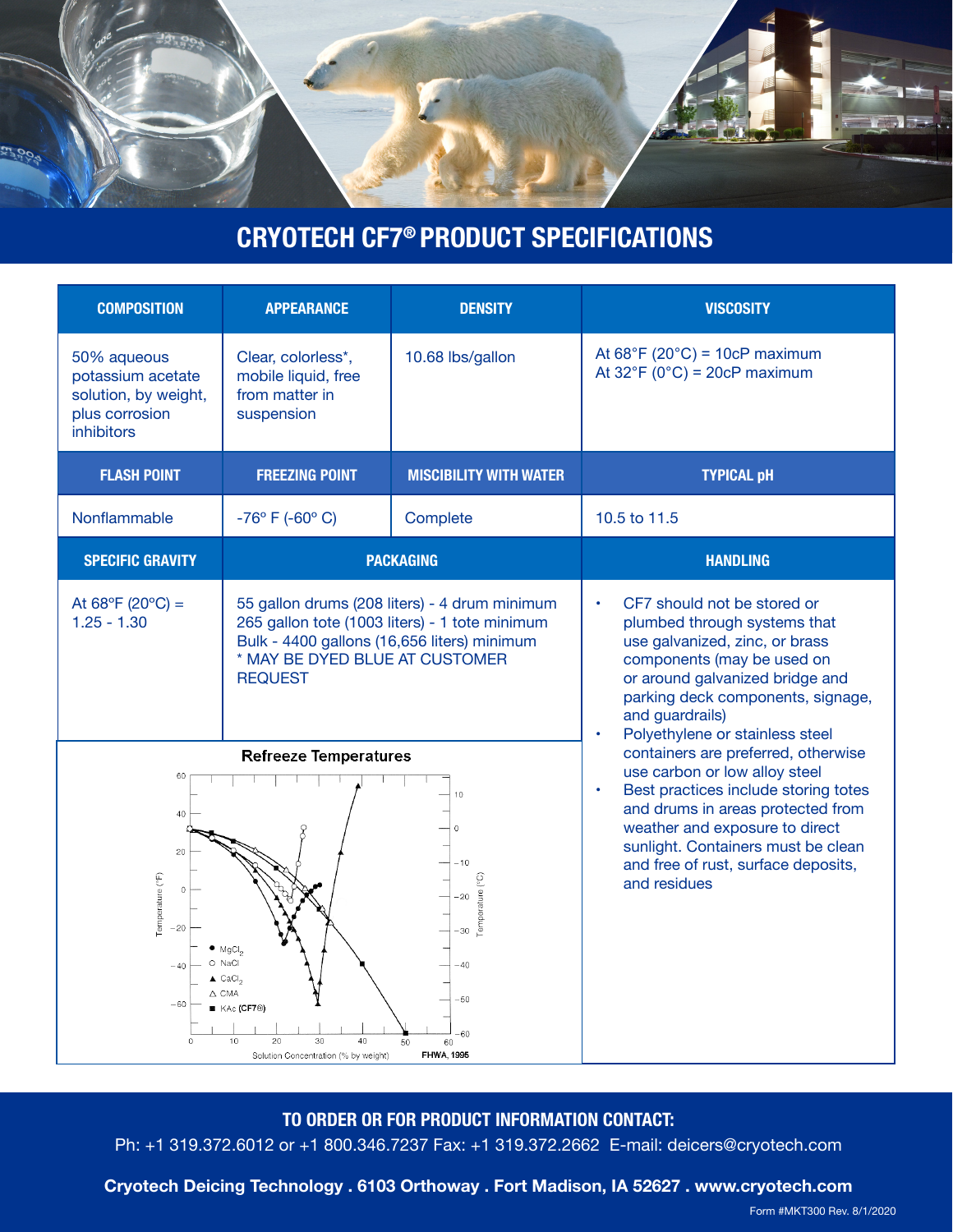# CRYOTECH CF7® PRODUCT SPECIFICATIONS

| COMPOSITION | APPEARANCE | DENSITY | VISCOSITY |
|---|---|---|---|
| 50% aqueous potassium acetate solution, by weight, plus corrosion inhibitors | Clear, colorless*, mobile liquid, free from matter in suspension | 10.68 lbs/gallon | At 68°F (20°C) = 10cP maximum<br>At 32°F (0°C) = 20cP maximum |
| **FLASH POINT** | **FREEZING POINT** | **MISCIBILITY WITH WATER** | **TYPICAL pH** |
| Nonflammable | -76° F (-60° C) | Complete | 10.5 to 11.5 |

| SPECIFIC GRAVITY | PACKAGING |
|---|---|
| At 68ºF (20ºC) = 1.25 - 1.30 | 55 gallon drums (208 liters) - 4 drum minimum<br>265 gallon tote (1003 liters) - 1 tote minimum<br>Bulk - 4400 gallons (16,656 liters) minimum<br>* MAY BE DYED BLUE AT CUSTOMER REQUEST |

**HANDLING**

- CF7 should not be stored or plumbed through systems that use galvanized, zinc, or brass components (may be used on or around galvanized bridge and parking deck components, signage, and guardrails)
- Polyethylene or stainless steel containers are preferred, otherwise use carbon or low alloy steel
- Best practices include storing totes and drums in areas protected from weather and exposure to direct sunlight. Containers must be clean and free of rust, surface deposits, and residues

**Refreeze Temperatures**

Temperature (°F): 60, 40, 20, 0, −20, −40, −60

Temperature (°C): 10, 0, −10, −20, −30, −40, −50, −60

Solution Concentration (% by weight): 0, 10, 20, 30, 40, 50, 60

● $MgCl_2$
○ NaCl
▲ $CaCl_2$
△ CMA
■ KAc (CF7®)

FHWA, 1995

**TO ORDER OR FOR PRODUCT INFORMATION CONTACT:**

Ph: +1 319.372.6012 or +1 800.346.7237 Fax: +1 319.372.2662 E-mail: deicers@cryotech.com

**Cryotech Deicing Technology . 6103 Orthoway . Fort Madison, IA 52627 . www.cryotech.com**

Form #MKT300 Rev. 8/1/2020